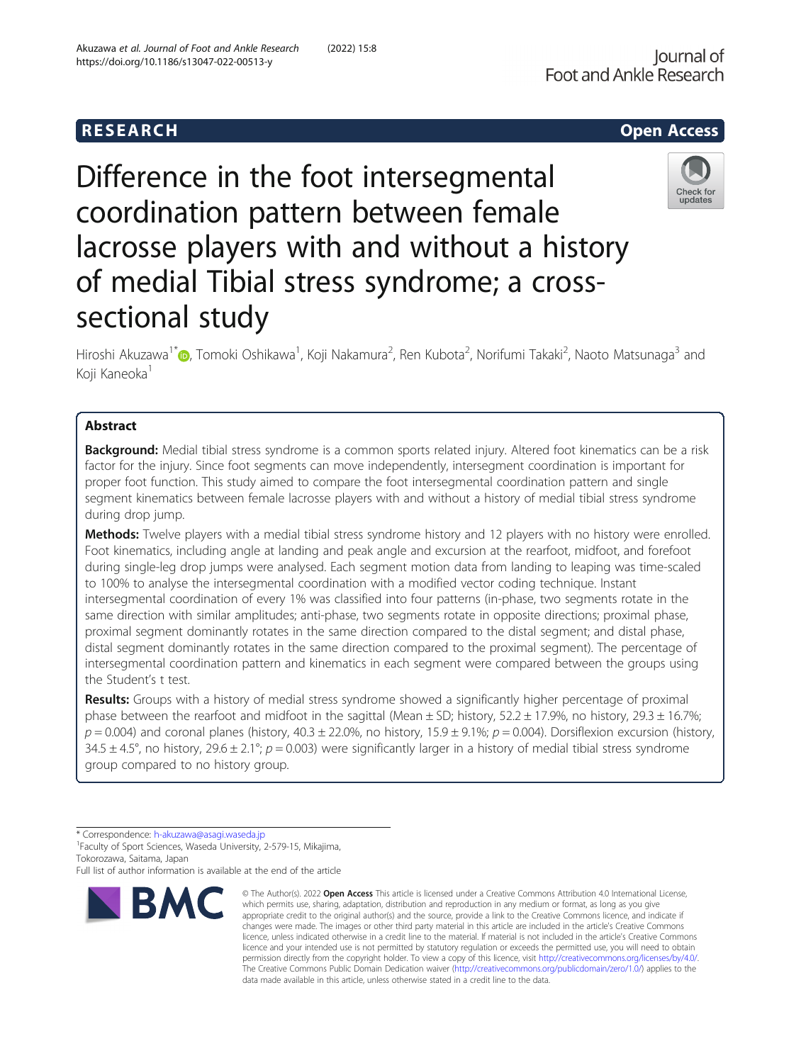RESEARCH Open Access

# Difference in the foot intersegmental coordination pattern between female lacrosse players with and without a history of medial Tibial stress syndrome; a cross-sectional study

Hiroshi Akuzawa[1*], Tomoki Oshikawa[1], Koji Nakamura[2], Ren Kubota[2], Norifumi Takaki[2], Naoto Matsunaga[3] and Koji Kaneoka[1]

## Abstract

**Background:** Medial tibial stress syndrome is a common sports related injury. Altered foot kinematics can be a risk factor for the injury. Since foot segments can move independently, intersegment coordination is important for proper foot function. This study aimed to compare the foot intersegmental coordination pattern and single segment kinematics between female lacrosse players with and without a history of medial tibial stress syndrome during drop jump.

**Methods:** Twelve players with a medial tibial stress syndrome history and 12 players with no history were enrolled. Foot kinematics, including angle at landing and peak angle and excursion at the rearfoot, midfoot, and forefoot during single-leg drop jumps were analysed. Each segment motion data from landing to leaping was time-scaled to 100% to analyse the intersegmental coordination with a modified vector coding technique. Instant intersegmental coordination of every 1% was classified into four patterns (in-phase, two segments rotate in the same direction with similar amplitudes; anti-phase, two segments rotate in opposite directions; proximal phase, proximal segment dominantly rotates in the same direction compared to the distal segment; and distal phase, distal segment dominantly rotates in the same direction compared to the proximal segment). The percentage of intersegmental coordination pattern and kinematics in each segment were compared between the groups using the Student's t test.

**Results:** Groups with a history of medial stress syndrome showed a significantly higher percentage of proximal phase between the rearfoot and midfoot in the sagittal (Mean ± SD; history, 52.2 ± 17.9%, no history, 29.3 ± 16.7%; $p = 0.004$) and coronal planes (history, 40.3 ± 22.0%, no history, 15.9 ± 9.1%; $p = 0.004$). Dorsiflexion excursion (history, 34.5 ± 4.5°, no history, 29.6 ± 2.1°; $p = 0.003$) were significantly larger in a history of medial tibial stress syndrome group compared to no history group.

* Correspondence: h-akuzawa@asagi.waseda.jp
[1]Faculty of Sport Sciences, Waseda University, 2-579-15, Mikajima, Tokorozawa, Saitama, Japan
Full list of author information is available at the end of the article

© The Author(s). 2022 **Open Access** This article is licensed under a Creative Commons Attribution 4.0 International License, which permits use, sharing, adaptation, distribution and reproduction in any medium or format, as long as you give appropriate credit to the original author(s) and the source, provide a link to the Creative Commons licence, and indicate if changes were made. The images or other third party material in this article are included in the article's Creative Commons licence, unless indicated otherwise in a credit line to the material. If material is not included in the article's Creative Commons licence and your intended use is not permitted by statutory regulation or exceeds the permitted use, you will need to obtain permission directly from the copyright holder. To view a copy of this licence, visit http://creativecommons.org/licenses/by/4.0/. The Creative Commons Public Domain Dedication waiver (http://creativecommons.org/publicdomain/zero/1.0/) applies to the data made available in this article, unless otherwise stated in a credit line to the data.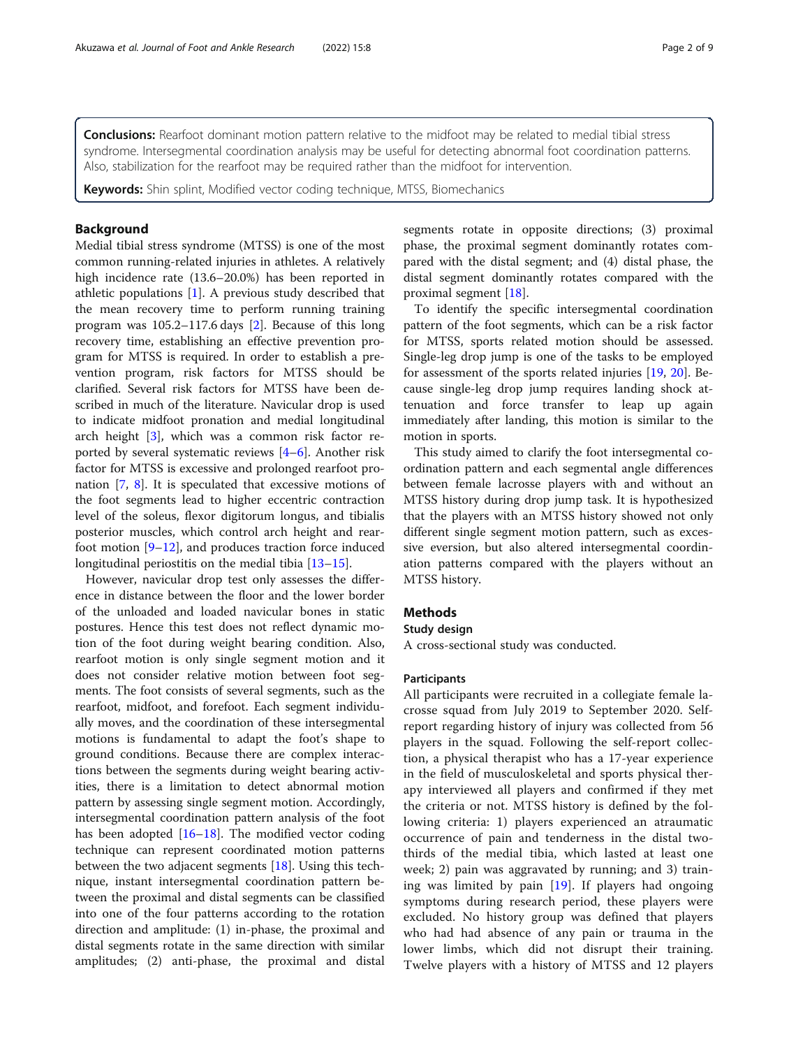**Conclusions:** Rearfoot dominant motion pattern relative to the midfoot may be related to medial tibial stress syndrome. Intersegmental coordination analysis may be useful for detecting abnormal foot coordination patterns. Also, stabilization for the rearfoot may be required rather than the midfoot for intervention.

**Keywords:** Shin splint, Modified vector coding technique, MTSS, Biomechanics

## Background

Medial tibial stress syndrome (MTSS) is one of the most common running-related injuries in athletes. A relatively high incidence rate (13.6–20.0%) has been reported in athletic populations [1]. A previous study described that the mean recovery time to perform running training program was 105.2–117.6 days [2]. Because of this long recovery time, establishing an effective prevention program for MTSS is required. In order to establish a prevention program, risk factors for MTSS should be clarified. Several risk factors for MTSS have been described in much of the literature. Navicular drop is used to indicate midfoot pronation and medial longitudinal arch height [3], which was a common risk factor reported by several systematic reviews [4–6]. Another risk factor for MTSS is excessive and prolonged rearfoot pronation [7, 8]. It is speculated that excessive motions of the foot segments lead to higher eccentric contraction level of the soleus, flexor digitorum longus, and tibialis posterior muscles, which control arch height and rearfoot motion [9–12], and produces traction force induced longitudinal periostitis on the medial tibia [13–15].

However, navicular drop test only assesses the difference in distance between the floor and the lower border of the unloaded and loaded navicular bones in static postures. Hence this test does not reflect dynamic motion of the foot during weight bearing condition. Also, rearfoot motion is only single segment motion and it does not consider relative motion between foot segments. The foot consists of several segments, such as the rearfoot, midfoot, and forefoot. Each segment individually moves, and the coordination of these intersegmental motions is fundamental to adapt the foot's shape to ground conditions. Because there are complex interactions between the segments during weight bearing activities, there is a limitation to detect abnormal motion pattern by assessing single segment motion. Accordingly, intersegmental coordination pattern analysis of the foot has been adopted [16–18]. The modified vector coding technique can represent coordinated motion patterns between the two adjacent segments [18]. Using this technique, instant intersegmental coordination pattern between the proximal and distal segments can be classified into one of the four patterns according to the rotation direction and amplitude: (1) in-phase, the proximal and distal segments rotate in the same direction with similar amplitudes; (2) anti-phase, the proximal and distal segments rotate in opposite directions; (3) proximal phase, the proximal segment dominantly rotates compared with the distal segment; and (4) distal phase, the distal segment dominantly rotates compared with the proximal segment [18].

To identify the specific intersegmental coordination pattern of the foot segments, which can be a risk factor for MTSS, sports related motion should be assessed. Single-leg drop jump is one of the tasks to be employed for assessment of the sports related injuries [19, 20]. Because single-leg drop jump requires landing shock attenuation and force transfer to leap up again immediately after landing, this motion is similar to the motion in sports.

This study aimed to clarify the foot intersegmental coordination pattern and each segmental angle differences between female lacrosse players with and without an MTSS history during drop jump task. It is hypothesized that the players with an MTSS history showed not only different single segment motion pattern, such as excessive eversion, but also altered intersegmental coordination patterns compared with the players without an MTSS history.

## Methods

### Study design

A cross-sectional study was conducted.

### Participants

All participants were recruited in a collegiate female lacrosse squad from July 2019 to September 2020. Self-report regarding history of injury was collected from 56 players in the squad. Following the self-report collection, a physical therapist who has a 17-year experience in the field of musculoskeletal and sports physical therapy interviewed all players and confirmed if they met the criteria or not. MTSS history is defined by the following criteria: 1) players experienced an atraumatic occurrence of pain and tenderness in the distal two-thirds of the medial tibia, which lasted at least one week; 2) pain was aggravated by running; and 3) training was limited by pain [19]. If players had ongoing symptoms during research period, these players were excluded. No history group was defined that players who had had absence of any pain or trauma in the lower limbs, which did not disrupt their training. Twelve players with a history of MTSS and 12 players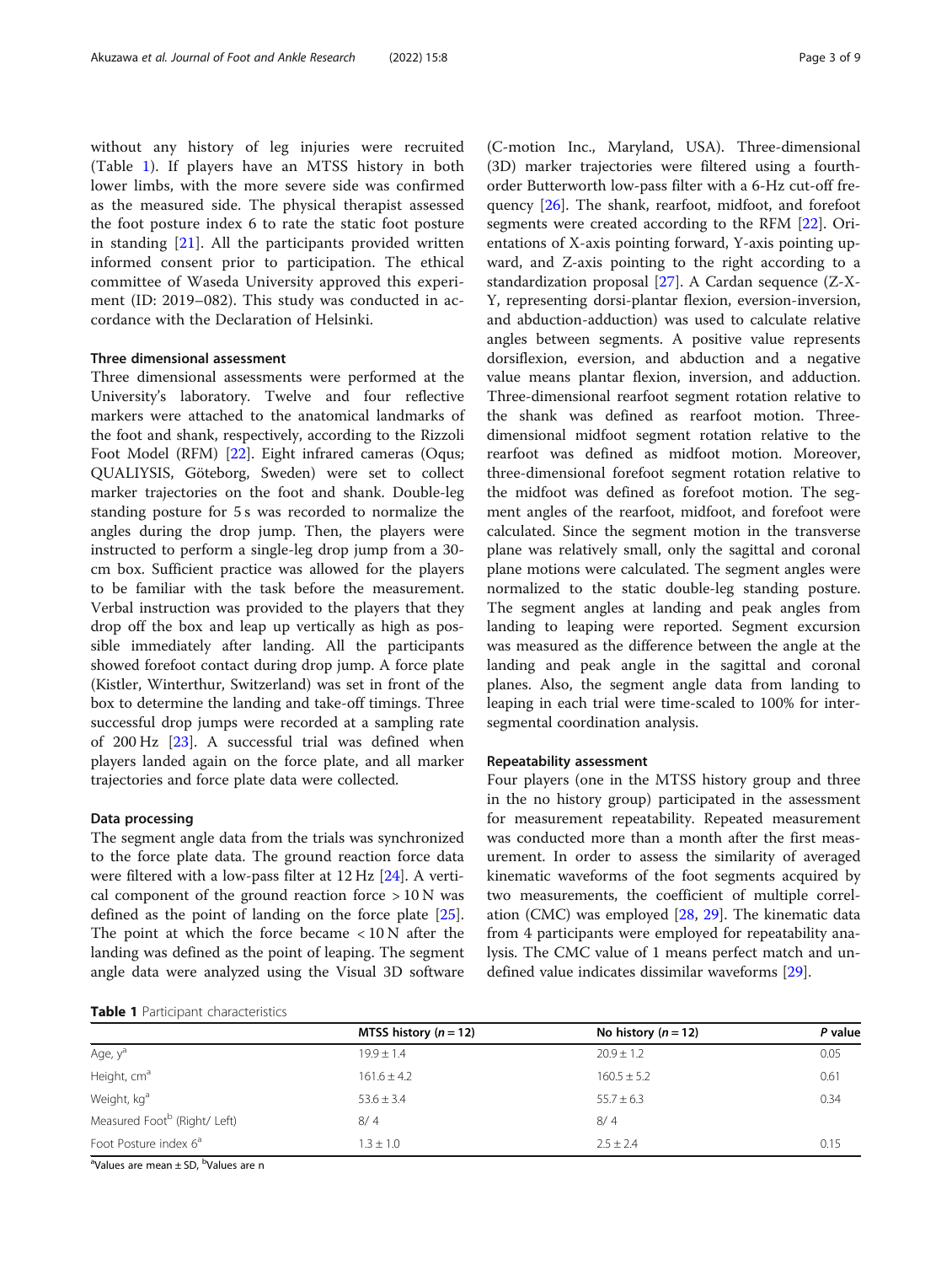without any history of leg injuries were recruited (Table 1). If players have an MTSS history in both lower limbs, with the more severe side was confirmed as the measured side. The physical therapist assessed the foot posture index 6 to rate the static foot posture in standing [21]. All the participants provided written informed consent prior to participation. The ethical committee of Waseda University approved this experiment (ID: 2019–082). This study was conducted in accordance with the Declaration of Helsinki.

### Three dimensional assessment

Three dimensional assessments were performed at the University's laboratory. Twelve and four reflective markers were attached to the anatomical landmarks of the foot and shank, respectively, according to the Rizzoli Foot Model (RFM) [22]. Eight infrared cameras (Oqus; QUALIYSIS, Göteborg, Sweden) were set to collect marker trajectories on the foot and shank. Double-leg standing posture for 5 s was recorded to normalize the angles during the drop jump. Then, the players were instructed to perform a single-leg drop jump from a 30-cm box. Sufficient practice was allowed for the players to be familiar with the task before the measurement. Verbal instruction was provided to the players that they drop off the box and leap up vertically as high as possible immediately after landing. All the participants showed forefoot contact during drop jump. A force plate (Kistler, Winterthur, Switzerland) was set in front of the box to determine the landing and take-off timings. Three successful drop jumps were recorded at a sampling rate of 200 Hz [23]. A successful trial was defined when players landed again on the force plate, and all marker trajectories and force plate data were collected.

### Data processing

The segment angle data from the trials was synchronized to the force plate data. The ground reaction force data were filtered with a low-pass filter at 12 Hz [24]. A vertical component of the ground reaction force > 10 N was defined as the point of landing on the force plate [25]. The point at which the force became < 10 N after the landing was defined as the point of leaping. The segment angle data were analyzed using the Visual 3D software (C-motion Inc., Maryland, USA). Three-dimensional (3D) marker trajectories were filtered using a fourth-order Butterworth low-pass filter with a 6-Hz cut-off frequency [26]. The shank, rearfoot, midfoot, and forefoot segments were created according to the RFM [22]. Orientations of X-axis pointing forward, Y-axis pointing upward, and Z-axis pointing to the right according to a standardization proposal [27]. A Cardan sequence (Z-X-Y, representing dorsi-plantar flexion, eversion-inversion, and abduction-adduction) was used to calculate relative angles between segments. A positive value represents dorsiflexion, eversion, and abduction and a negative value means plantar flexion, inversion, and adduction. Three-dimensional rearfoot segment rotation relative to the shank was defined as rearfoot motion. Three-dimensional midfoot segment rotation relative to the rearfoot was defined as midfoot motion. Moreover, three-dimensional forefoot segment rotation relative to the midfoot was defined as forefoot motion. The segment angles of the rearfoot, midfoot, and forefoot were calculated. Since the segment motion in the transverse plane was relatively small, only the sagittal and coronal plane motions were calculated. The segment angles were normalized to the static double-leg standing posture. The segment angles at landing and peak angles from landing to leaping were reported. Segment excursion was measured as the difference between the angle at the landing and peak angle in the sagittal and coronal planes. Also, the segment angle data from landing to leaping in each trial were time-scaled to 100% for inter-segmental coordination analysis.

### Repeatability assessment

Four players (one in the MTSS history group and three in the no history group) participated in the assessment for measurement repeatability. Repeated measurement was conducted more than a month after the first measurement. In order to assess the similarity of averaged kinematic waveforms of the foot segments acquired by two measurements, the coefficient of multiple correlation (CMC) was employed [28, 29]. The kinematic data from 4 participants were employed for repeatability analysis. The CMC value of 1 means perfect match and undefined value indicates dissimilar waveforms [29].

**Table 1** Participant characteristics

| | MTSS history (*n* = 12) | No history (*n* = 12) | *P* value |
|---|---|---|---|
| Age, y[a] | 19.9 ± 1.4 | 20.9 ± 1.2 | 0.05 |
| Height, cm[a] | 161.6 ± 4.2 | 160.5 ± 5.2 | 0.61 |
| Weight, kg[a] | 53.6 ± 3.4 | 55.7 ± 6.3 | 0.34 |
| Measured Foot[b] (Right/ Left) | 8/ 4 | 8/ 4 | |
| Foot Posture index 6[a] | 1.3 ± 1.0 | 2.5 ± 2.4 | 0.15 |

[a]Values are mean ± SD, [b]Values are n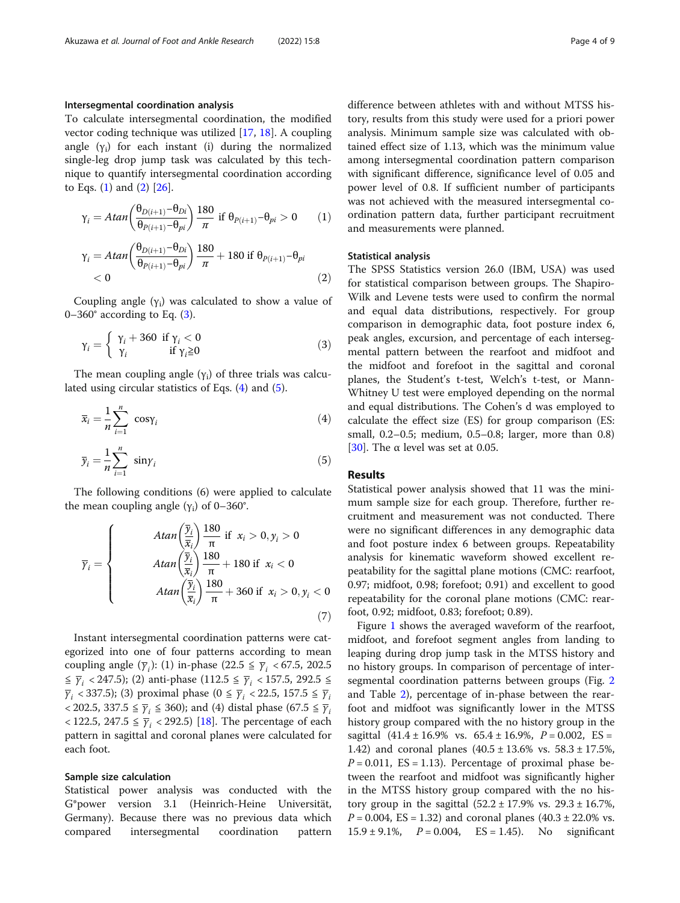### Intersegmental coordination analysis

To calculate intersegmental coordination, the modified vector coding technique was utilized [17, 18]. A coupling angle ($\gamma_i$) for each instant (i) during the normalized single-leg drop jump task was calculated by this technique to quantify intersegmental coordination according to Eqs. (1) and (2) [26].

$$\gamma_i = Atan\left(\frac{\theta_{D(i+1)} - \theta_{Di}}{\theta_{P(i+1)} - \theta_{pi}}\right)\frac{180}{\pi} \text{ if } \theta_{P(i+1)} - \theta_{pi} > 0 \quad (1)$$

$$\gamma_i = Atan\left(\frac{\theta_{D(i+1)} - \theta_{Di}}{\theta_{P(i+1)} - \theta_{pi}}\right)\frac{180}{\pi} + 180 \text{ if } \theta_{P(i+1)} - \theta_{pi} < 0 \quad (2)$$

Coupling angle ($\gamma_i$) was calculated to show a value of 0–360° according to Eq. (3).

$$\gamma_i = \begin{cases} \gamma_i + 360 & \text{if } \gamma_i < 0 \\ \gamma_i & \text{if } \gamma_i \geqq 0 \end{cases} \quad (3)$$

The mean coupling angle ($\gamma_i$) of three trials was calculated using circular statistics of Eqs. (4) and (5).

$$\overline{x}_i = \frac{1}{n}\sum_{i=1}^{n} \cos\gamma_i \quad (4)$$

$$\overline{y}_i = \frac{1}{n}\sum_{i=1}^{n} \sin\gamma_i \quad (5)$$

The following conditions (6) were applied to calculate the mean coupling angle ($\gamma_i$) of 0–360°.

$$\overline{\gamma}_i = \begin{cases} Atan\left(\frac{\overline{y}_i}{\overline{x}_i}\right)\frac{180}{\pi} \text{ if } x_i > 0, y_i > 0 \\ Atan\left(\frac{\overline{y}_i}{\overline{x}_i}\right)\frac{180}{\pi} + 180 \text{ if } x_i < 0 \\ Atan\left(\frac{\overline{y}_i}{\overline{x}_i}\right)\frac{180}{\pi} + 360 \text{ if } x_i > 0, y_i < 0 \end{cases} \quad (7)$$

Instant intersegmental coordination patterns were categorized into one of four patterns according to mean coupling angle ($\overline{\gamma}_i$): (1) in-phase ($22.5 \leqq \overline{\gamma}_i < 67.5$, $202.5 \leqq \overline{\gamma}_i < 247.5$); (2) anti-phase ($112.5 \leqq \overline{\gamma}_i < 157.5$, $292.5 \leqq \overline{\gamma}_i < 337.5$); (3) proximal phase ($0 \leqq \overline{\gamma}_i < 22.5$, $157.5 \leqq \overline{\gamma}_i < 202.5$, $337.5 \leqq \overline{\gamma}_i \leqq 360$); and (4) distal phase ($67.5 \leqq \overline{\gamma}_i < 122.5$, $247.5 \leqq \overline{\gamma}_i < 292.5$) [18]. The percentage of each pattern in sagittal and coronal planes were calculated for each foot.

### Sample size calculation

Statistical power analysis was conducted with the G*power version 3.1 (Heinrich-Heine Universität, Germany). Because there was no previous data which compared intersegmental coordination pattern difference between athletes with and without MTSS history, results from this study were used for a priori power analysis. Minimum sample size was calculated with obtained effect size of 1.13, which was the minimum value among intersegmental coordination pattern comparison with significant difference, significance level of 0.05 and power level of 0.8. If sufficient number of participants was not achieved with the measured intersegmental coordination pattern data, further participant recruitment and measurements were planned.

### Statistical analysis

The SPSS Statistics version 26.0 (IBM, USA) was used for statistical comparison between groups. The Shapiro-Wilk and Levene tests were used to confirm the normal and equal data distributions, respectively. For group comparison in demographic data, foot posture index 6, peak angles, excursion, and percentage of each intersegmental pattern between the rearfoot and midfoot and the midfoot and forefoot in the sagittal and coronal planes, the Student's t-test, Welch's t-test, or Mann-Whitney U test were employed depending on the normal and equal distributions. The Cohen's d was employed to calculate the effect size (ES) for group comparison (ES: small, 0.2–0.5; medium, 0.5–0.8; larger, more than 0.8) [30]. The α level was set at 0.05.

## Results

Statistical power analysis showed that 11 was the minimum sample size for each group. Therefore, further recruitment and measurement was not conducted. There were no significant differences in any demographic data and foot posture index 6 between groups. Repeatability analysis for kinematic waveform showed excellent repeatability for the sagittal plane motions (CMC: rearfoot, 0.97; midfoot, 0.98; forefoot; 0.91) and excellent to good repeatability for the coronal plane motions (CMC: rearfoot, 0.92; midfoot, 0.83; forefoot; 0.89).

Figure 1 shows the averaged waveform of the rearfoot, midfoot, and forefoot segment angles from landing to leaping during drop jump task in the MTSS history and no history groups. In comparison of percentage of intersegmental coordination patterns between groups (Fig. 2 and Table 2), percentage of in-phase between the rearfoot and midfoot was significantly lower in the MTSS history group compared with the no history group in the sagittal (41.4 ± 16.9% vs. 65.4 ± 16.9%, $P = 0.002$, ES = 1.42) and coronal planes (40.5 ± 13.6% vs. 58.3 ± 17.5%, $P = 0.011$, ES = 1.13). Percentage of proximal phase between the rearfoot and midfoot was significantly higher in the MTSS history group compared with the no history group in the sagittal (52.2 ± 17.9% vs. 29.3 ± 16.7%, $P = 0.004$, ES = 1.32) and coronal planes (40.3 ± 22.0% vs. 15.9 ± 9.1%, $P = 0.004$, ES = 1.45). No significant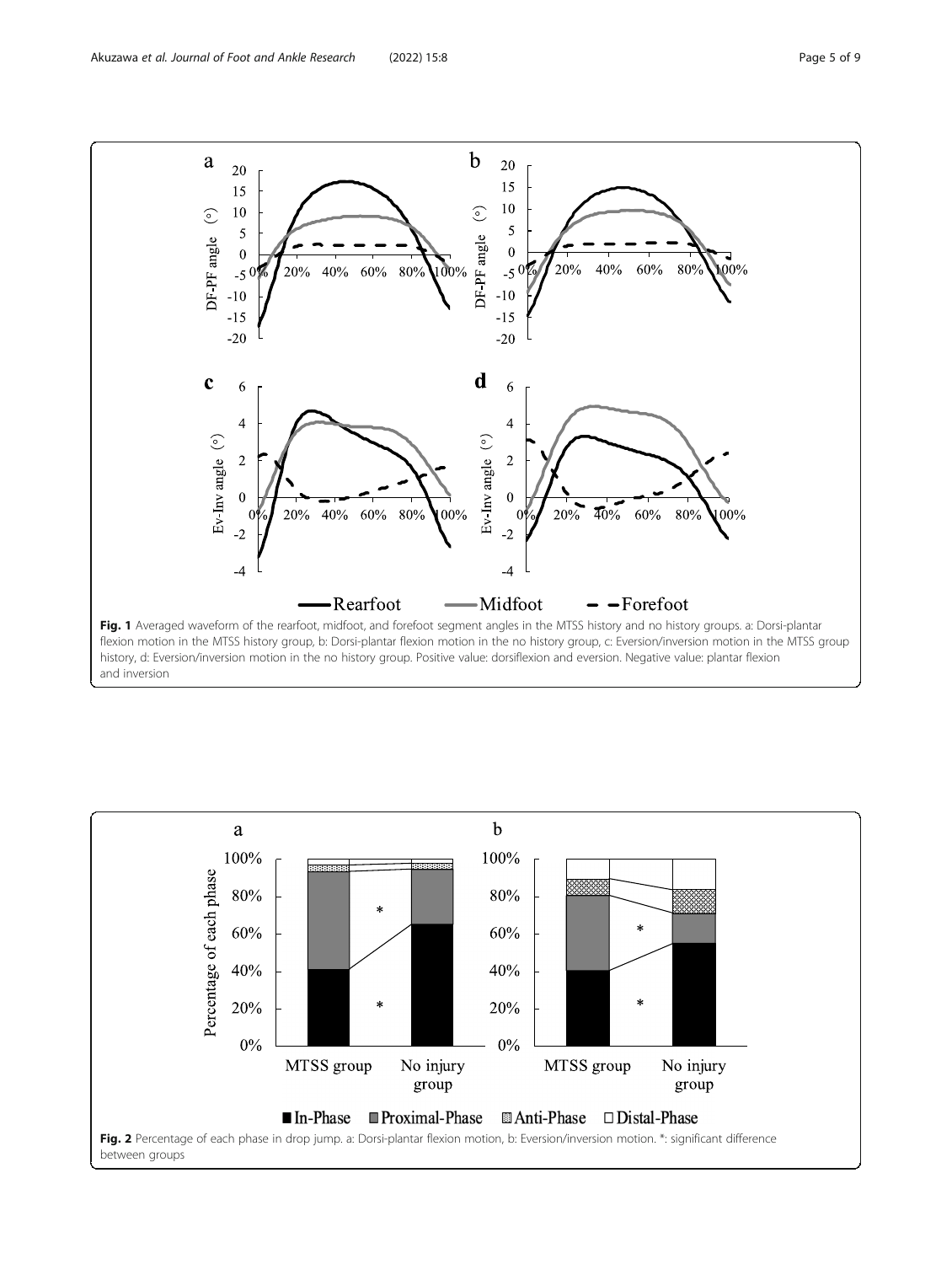**Fig. 1** Averaged waveform of the rearfoot, midfoot, and forefoot segment angles in the MTSS history and no history groups. a: Dorsi-plantar flexion motion in the MTSS history group, b: Dorsi-plantar flexion motion in the no history group, c: Eversion/inversion motion in the MTSS group history, d: Eversion/inversion motion in the no history group. Positive value: dorsiflexion and eversion. Negative value: plantar flexion and inversion

**Fig. 2** Percentage of each phase in drop jump. a: Dorsi-plantar flexion motion, b: Eversion/inversion motion. *: significant difference between groups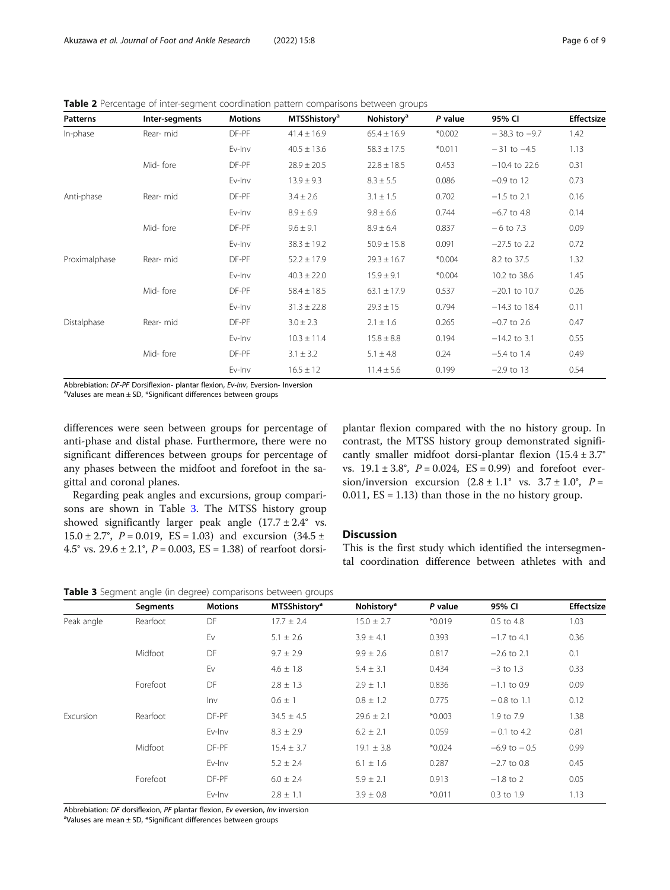**Table 2** Percentage of inter-segment coordination pattern comparisons between groups

| Patterns | Inter-segments | Motions | MTSShistory[a] | Nohistory[a] | P value | 95% CI | Effectsize |
|---|---|---|---|---|---|---|---|
| In-phase | Rear- mid | DF-PF | 41.4 ± 16.9 | 65.4 ± 16.9 | *0.002 | − 38.3 to −9.7 | 1.42 |
| | | Ev-Inv | 40.5 ± 13.6 | 58.3 ± 17.5 | *0.011 | − 31 to −4.5 | 1.13 |
| | Mid- fore | DF-PF | 28.9 ± 20.5 | 22.8 ± 18.5 | 0.453 | −10.4 to 22.6 | 0.31 |
| | | Ev-Inv | 13.9 ± 9.3 | 8.3 ± 5.5 | 0.086 | −0.9 to 12 | 0.73 |
| Anti-phase | Rear- mid | DF-PF | 3.4 ± 2.6 | 3.1 ± 1.5 | 0.702 | −1.5 to 2.1 | 0.16 |
| | | Ev-Inv | 8.9 ± 6.9 | 9.8 ± 6.6 | 0.744 | −6.7 to 4.8 | 0.14 |
| | Mid- fore | DF-PF | 9.6 ± 9.1 | 8.9 ± 6.4 | 0.837 | − 6 to 7.3 | 0.09 |
| | | Ev-Inv | 38.3 ± 19.2 | 50.9 ± 15.8 | 0.091 | −27.5 to 2.2 | 0.72 |
| Proximalphase | Rear- mid | DF-PF | 52.2 ± 17.9 | 29.3 ± 16.7 | *0.004 | 8.2 to 37.5 | 1.32 |
| | | Ev-Inv | 40.3 ± 22.0 | 15.9 ± 9.1 | *0.004 | 10.2 to 38.6 | 1.45 |
| | Mid- fore | DF-PF | 58.4 ± 18.5 | 63.1 ± 17.9 | 0.537 | −20.1 to 10.7 | 0.26 |
| | | Ev-Inv | 31.3 ± 22.8 | 29.3 ± 15 | 0.794 | −14.3 to 18.4 | 0.11 |
| Distalphase | Rear- mid | DF-PF | 3.0 ± 2.3 | 2.1 ± 1.6 | 0.265 | −0.7 to 2.6 | 0.47 |
| | | Ev-Inv | 10.3 ± 11.4 | 15.8 ± 8.8 | 0.194 | −14.2 to 3.1 | 0.55 |
| | Mid- fore | DF-PF | 3.1 ± 3.2 | 5.1 ± 4.8 | 0.24 | −5.4 to 1.4 | 0.49 |
| | | Ev-Inv | 16.5 ± 12 | 11.4 ± 5.6 | 0.199 | −2.9 to 13 | 0.54 |

Abbrebiation: *DF-PF* Dorsiflexion- plantar flexion, *Ev-Inv*, Eversion- Inversion
[a]Values are mean ± SD, *Significant differences between groups

differences were seen between groups for percentage of anti-phase and distal phase. Furthermore, there were no significant differences between groups for percentage of any phases between the midfoot and forefoot in the sagittal and coronal planes.

Regarding peak angles and excursions, group comparisons are shown in Table 3. The MTSS history group showed significantly larger peak angle (17.7 ± 2.4° vs. 15.0 ± 2.7°, $P = 0.019$, ES = 1.03) and excursion (34.5 ± 4.5° vs. 29.6 ± 2.1°, $P = 0.003$, ES = 1.38) of rearfoot dorsi-plantar flexion compared with the no history group. In contrast, the MTSS history group demonstrated significantly smaller midfoot dorsi-plantar flexion (15.4 ± 3.7° vs. 19.1 ± 3.8°, $P = 0.024$, ES = 0.99) and forefoot eversion/inversion excursion (2.8 ± 1.1° vs. 3.7 ± 1.0°, $P = 0.011$, ES = 1.13) than those in the no history group.

## Discussion

This is the first study which identified the intersegmental coordination difference between athletes with and

**Table 3** Segment angle (in degree) comparisons between groups

| | Segments | Motions | MTSShistory[a] | Nohistory[a] | P value | 95% CI | Effectsize |
|---|---|---|---|---|---|---|---|
| Peak angle | Rearfoot | DF | 17.7 ± 2.4 | 15.0 ± 2.7 | *0.019 | 0.5 to 4.8 | 1.03 |
| | | Ev | 5.1 ± 2.6 | 3.9 ± 4.1 | 0.393 | −1.7 to 4.1 | 0.36 |
| | Midfoot | DF | 9.7 ± 2.9 | 9.9 ± 2.6 | 0.817 | −2.6 to 2.1 | 0.1 |
| | | Ev | 4.6 ± 1.8 | 5.4 ± 3.1 | 0.434 | −3 to 1.3 | 0.33 |
| | Forefoot | DF | 2.8 ± 1.3 | 2.9 ± 1.1 | 0.836 | −1.1 to 0.9 | 0.09 |
| | | Inv | 0.6 ± 1 | 0.8 ± 1.2 | 0.775 | − 0.8 to 1.1 | 0.12 |
| Excursion | Rearfoot | DF-PF | 34.5 ± 4.5 | 29.6 ± 2.1 | *0.003 | 1.9 to 7.9 | 1.38 |
| | | Ev-Inv | 8.3 ± 2.9 | 6.2 ± 2.1 | 0.059 | − 0.1 to 4.2 | 0.81 |
| | Midfoot | DF-PF | 15.4 ± 3.7 | 19.1 ± 3.8 | *0.024 | −6.9 to − 0.5 | 0.99 |
| | | Ev-Inv | 5.2 ± 2.4 | 6.1 ± 1.6 | 0.287 | −2.7 to 0.8 | 0.45 |
| | Forefoot | DF-PF | 6.0 ± 2.4 | 5.9 ± 2.1 | 0.913 | −1.8 to 2 | 0.05 |
| | | Ev-Inv | 2.8 ± 1.1 | 3.9 ± 0.8 | *0.011 | 0.3 to 1.9 | 1.13 |

Abbrebiation: *DF* dorsiflexion, *PF* plantar flexion, *Ev* eversion, *Inv* inversion
[a]Values are mean ± SD, *Significant differences between groups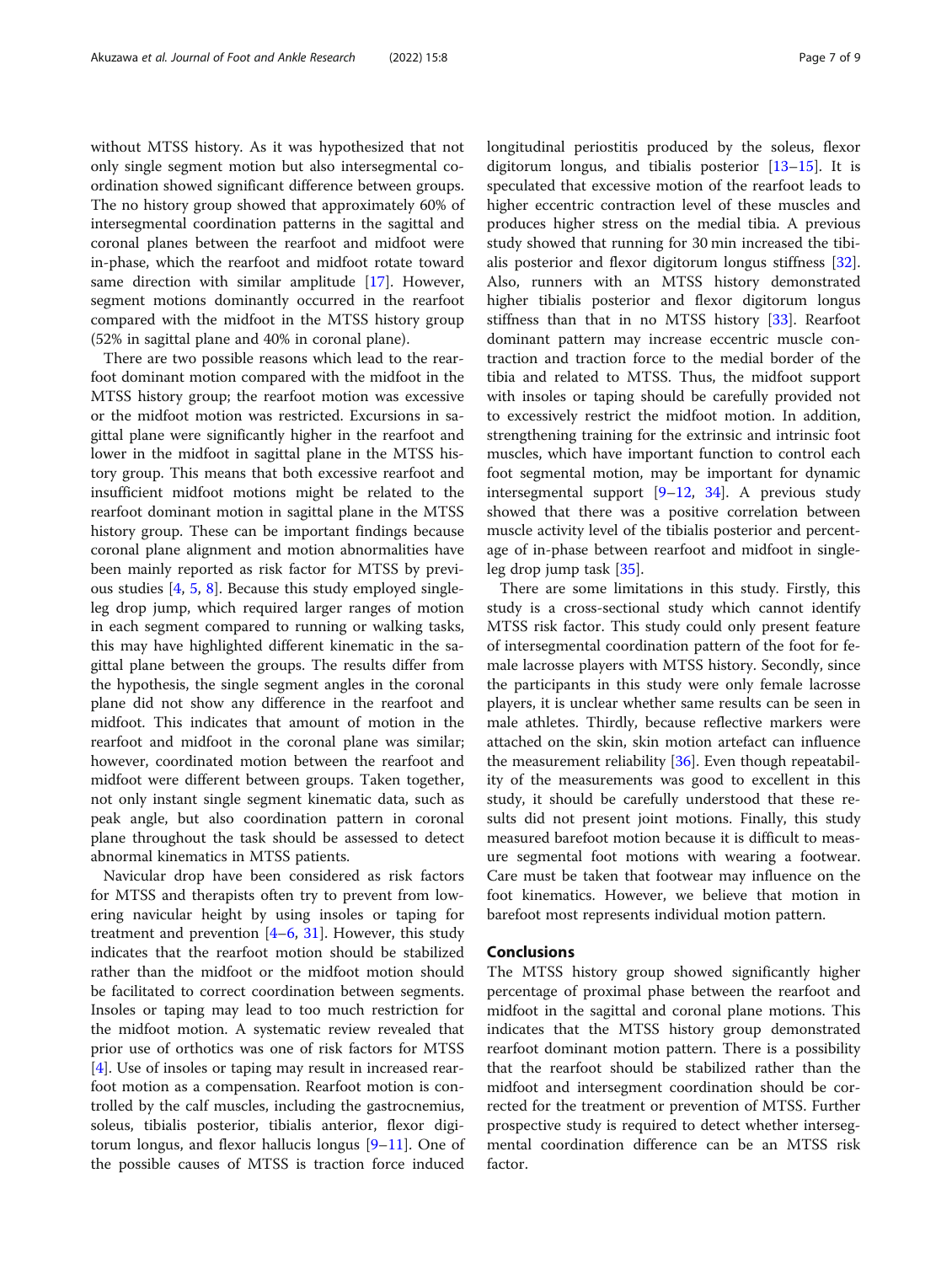without MTSS history. As it was hypothesized that not only single segment motion but also intersegmental coordination showed significant difference between groups. The no history group showed that approximately 60% of intersegmental coordination patterns in the sagittal and coronal planes between the rearfoot and midfoot were in-phase, which the rearfoot and midfoot rotate toward same direction with similar amplitude [17]. However, segment motions dominantly occurred in the rearfoot compared with the midfoot in the MTSS history group (52% in sagittal plane and 40% in coronal plane).

There are two possible reasons which lead to the rearfoot dominant motion compared with the midfoot in the MTSS history group; the rearfoot motion was excessive or the midfoot motion was restricted. Excursions in sagittal plane were significantly higher in the rearfoot and lower in the midfoot in sagittal plane in the MTSS history group. This means that both excessive rearfoot and insufficient midfoot motions might be related to the rearfoot dominant motion in sagittal plane in the MTSS history group. These can be important findings because coronal plane alignment and motion abnormalities have been mainly reported as risk factor for MTSS by previous studies [4, 5, 8]. Because this study employed single-leg drop jump, which required larger ranges of motion in each segment compared to running or walking tasks, this may have highlighted different kinematic in the sagittal plane between the groups. The results differ from the hypothesis, the single segment angles in the coronal plane did not show any difference in the rearfoot and midfoot. This indicates that amount of motion in the rearfoot and midfoot in the coronal plane was similar; however, coordinated motion between the rearfoot and midfoot were different between groups. Taken together, not only instant single segment kinematic data, such as peak angle, but also coordination pattern in coronal plane throughout the task should be assessed to detect abnormal kinematics in MTSS patients.

Navicular drop have been considered as risk factors for MTSS and therapists often try to prevent from lowering navicular height by using insoles or taping for treatment and prevention [4–6, 31]. However, this study indicates that the rearfoot motion should be stabilized rather than the midfoot or the midfoot motion should be facilitated to correct coordination between segments. Insoles or taping may lead to too much restriction for the midfoot motion. A systematic review revealed that prior use of orthotics was one of risk factors for MTSS [4]. Use of insoles or taping may result in increased rearfoot motion as a compensation. Rearfoot motion is controlled by the calf muscles, including the gastrocnemius, soleus, tibialis posterior, tibialis anterior, flexor digitorum longus, and flexor hallucis longus [9–11]. One of the possible causes of MTSS is traction force induced longitudinal periostitis produced by the soleus, flexor digitorum longus, and tibialis posterior [13–15]. It is speculated that excessive motion of the rearfoot leads to higher eccentric contraction level of these muscles and produces higher stress on the medial tibia. A previous study showed that running for 30 min increased the tibialis posterior and flexor digitorum longus stiffness [32]. Also, runners with an MTSS history demonstrated higher tibialis posterior and flexor digitorum longus stiffness than that in no MTSS history [33]. Rearfoot dominant pattern may increase eccentric muscle contraction and traction force to the medial border of the tibia and related to MTSS. Thus, the midfoot support with insoles or taping should be carefully provided not to excessively restrict the midfoot motion. In addition, strengthening training for the extrinsic and intrinsic foot muscles, which have important function to control each foot segmental motion, may be important for dynamic intersegmental support [9–12, 34]. A previous study showed that there was a positive correlation between muscle activity level of the tibialis posterior and percentage of in-phase between rearfoot and midfoot in single-leg drop jump task [35].

There are some limitations in this study. Firstly, this study is a cross-sectional study which cannot identify MTSS risk factor. This study could only present feature of intersegmental coordination pattern of the foot for female lacrosse players with MTSS history. Secondly, since the participants in this study were only female lacrosse players, it is unclear whether same results can be seen in male athletes. Thirdly, because reflective markers were attached on the skin, skin motion artefact can influence the measurement reliability [36]. Even though repeatability of the measurements was good to excellent in this study, it should be carefully understood that these results did not present joint motions. Finally, this study measured barefoot motion because it is difficult to measure segmental foot motions with wearing a footwear. Care must be taken that footwear may influence on the foot kinematics. However, we believe that motion in barefoot most represents individual motion pattern.

## Conclusions

The MTSS history group showed significantly higher percentage of proximal phase between the rearfoot and midfoot in the sagittal and coronal plane motions. This indicates that the MTSS history group demonstrated rearfoot dominant motion pattern. There is a possibility that the rearfoot should be stabilized rather than the midfoot and intersegment coordination should be corrected for the treatment or prevention of MTSS. Further prospective study is required to detect whether intersegmental coordination difference can be an MTSS risk factor.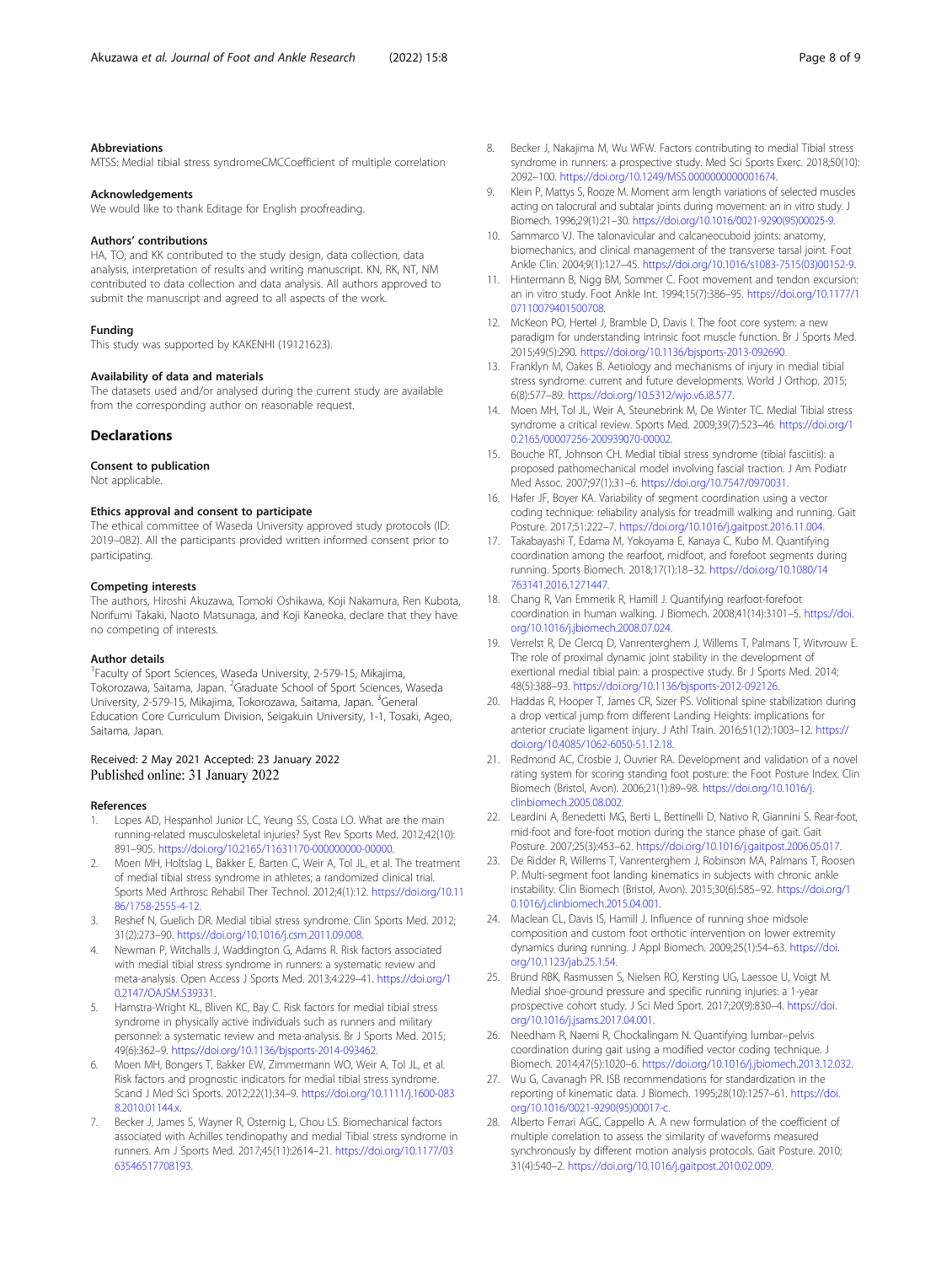### Abbreviations

MTSS: Medial tibial stress syndromeCMCCoefficient of multiple correlation

### Acknowledgements

We would like to thank Editage for English proofreading.

### Authors' contributions

HA, TO, and KK contributed to the study design, data collection, data analysis, interpretation of results and writing manuscript. KN, RK, NT, NM contributed to data collection and data analysis. All authors approved to submit the manuscript and agreed to all aspects of the work.

### Funding

This study was supported by KAKENHI (19121623).

### Availability of data and materials

The datasets used and/or analysed during the current study are available from the corresponding author on reasonable request.

## Declarations

### Consent to publication

Not applicable.

### Ethics approval and consent to participate

The ethical committee of Waseda University approved study protocols (ID: 2019–082). All the participants provided written informed consent prior to participating.

### Competing interests

The authors, Hiroshi Akuzawa, Tomoki Oshikawa, Koji Nakamura, Ren Kubota, Norifumi Takaki, Naoto Matsunaga, and Koji Kaneoka, declare that they have no competing of interests.

### Author details

[1]Faculty of Sport Sciences, Waseda University, 2-579-15, Mikajima, Tokorozawa, Saitama, Japan. [2]Graduate School of Sport Sciences, Waseda University, 2-579-15, Mikajima, Tokorozawa, Saitama, Japan. [3]General Education Core Curriculum Division, Seigakuin University, 1-1, Tosaki, Ageo, Saitama, Japan.

Received: 2 May 2021 Accepted: 23 January 2022
Published online: 31 January 2022

### References

1. Lopes AD, Hespanhol Junior LC, Yeung SS, Costa LO. What are the main running-related musculoskeletal injuries? Syst Rev Sports Med. 2012;42(10): 891–905. https://doi.org/10.2165/11631170-000000000-00000.
2. Moen MH, Holtslag L, Bakker E, Barten C, Weir A, Tol JL, et al. The treatment of medial tibial stress syndrome in athletes; a randomized clinical trial. Sports Med Arthrosc Rehabil Ther Technol. 2012;4(1):12. https://doi.org/10.1186/1758-2555-4-12.
3. Reshef N, Guelich DR. Medial tibial stress syndrome. Clin Sports Med. 2012; 31(2):273–90. https://doi.org/10.1016/j.csm.2011.09.008.
4. Newman P, Witchalls J, Waddington G, Adams R. Risk factors associated with medial tibial stress syndrome in runners: a systematic review and meta-analysis. Open Access J Sports Med. 2013;4:229–41. https://doi.org/10.2147/OAJSM.S39331.
5. Hamstra-Wright KL, Bliven KC, Bay C. Risk factors for medial tibial stress syndrome in physically active individuals such as runners and military personnel: a systematic review and meta-analysis. Br J Sports Med. 2015; 49(6):362–9. https://doi.org/10.1136/bjsports-2014-093462.
6. Moen MH, Bongers T, Bakker EW, Zimmermann WO, Weir A, Tol JL, et al. Risk factors and prognostic indicators for medial tibial stress syndrome. Scand J Med Sci Sports. 2012;22(1):34–9. https://doi.org/10.1111/j.1600-0838.2010.01144.x.
7. Becker J, James S, Wayner R, Osternig L, Chou LS. Biomechanical factors associated with Achilles tendinopathy and medial Tibial stress syndrome in runners. Am J Sports Med. 2017;45(11):2614–21. https://doi.org/10.1177/0363546517708193.
8. Becker J, Nakajima M, Wu WFW. Factors contributing to medial Tibial stress syndrome in runners: a prospective study. Med Sci Sports Exerc. 2018;50(10): 2092–100. https://doi.org/10.1249/MSS.0000000000001674.
9. Klein P, Mattys S, Rooze M. Moment arm length variations of selected muscles acting on talocrural and subtalar joints during movement: an in vitro study. J Biomech. 1996;29(1):21–30. https://doi.org/10.1016/0021-9290(95)00025-9.
10. Sammarco VJ. The talonavicular and calcaneocuboid joints: anatomy, biomechanics, and clinical management of the transverse tarsal joint. Foot Ankle Clin. 2004;9(1):127–45. https://doi.org/10.1016/s1083-7515(03)00152-9.
11. Hintermann B, Nigg BM, Sommer C. Foot movement and tendon excursion: an in vitro study. Foot Ankle Int. 1994;15(7):386–95. https://doi.org/10.1177/107110079401500708.
12. McKeon PO, Hertel J, Bramble D, Davis I. The foot core system: a new paradigm for understanding intrinsic foot muscle function. Br J Sports Med. 2015;49(5):290. https://doi.org/10.1136/bjsports-2013-092690.
13. Franklyn M, Oakes B. Aetiology and mechanisms of injury in medial tibial stress syndrome: current and future developments. World J Orthop. 2015; 6(8):577–89. https://doi.org/10.5312/wjo.v6.i8.577.
14. Moen MH, Tol JL, Weir A, Steunebrink M, De Winter TC. Medial Tibial stress syndrome a critical review. Sports Med. 2009;39(7):523–46. https://doi.org/10.2165/00007256-200939070-00002.
15. Bouche RT, Johnson CH. Medial tibial stress syndrome (tibial fasciitis): a proposed pathomechanical model involving fascial traction. J Am Podiatr Med Assoc. 2007;97(1):31–6. https://doi.org/10.7547/0970031.
16. Hafer JF, Boyer KA. Variability of segment coordination using a vector coding technique: reliability analysis for treadmill walking and running. Gait Posture. 2017;51:222–7. https://doi.org/10.1016/j.gaitpost.2016.11.004.
17. Takabayashi T, Edama M, Yokoyama E, Kanaya C, Kubo M. Quantifying coordination among the rearfoot, midfoot, and forefoot segments during running. Sports Biomech. 2018;17(1):18–32. https://doi.org/10.1080/14763141.2016.1271447.
18. Chang R, Van Emmerik R, Hamill J. Quantifying rearfoot-forefoot coordination in human walking. J Biomech. 2008;41(14):3101–5. https://doi.org/10.1016/j.jbiomech.2008.07.024.
19. Verrelst R, De Clercq D, Vanrenterghem J, Willems T, Palmans T, Witvrouw E. The role of proximal dynamic joint stability in the development of exertional medial tibial pain: a prospective study. Br J Sports Med. 2014; 48(5):388–93. https://doi.org/10.1136/bjsports-2012-092126.
20. Haddas R, Hooper T, James CR, Sizer PS. Volitional spine stabilization during a drop vertical jump from different Landing Heights: implications for anterior cruciate ligament injury. J Athl Train. 2016;51(12):1003–12. https://doi.org/10.4085/1062-6050-51.12.18.
21. Redmond AC, Crosbie J, Ouvrier RA. Development and validation of a novel rating system for scoring standing foot posture: the Foot Posture Index. Clin Biomech (Bristol, Avon). 2006;21(1):89–98. https://doi.org/10.1016/j.clinbiomech.2005.08.002.
22. Leardini A, Benedetti MG, Berti L, Bettinelli D, Nativo R, Giannini S. Rear-foot, mid-foot and fore-foot motion during the stance phase of gait. Gait Posture. 2007;25(3):453–62. https://doi.org/10.1016/j.gaitpost.2006.05.017.
23. De Ridder R, Willems T, Vanrenterghem J, Robinson MA, Palmans T, Roosen P. Multi-segment foot landing kinematics in subjects with chronic ankle instability. Clin Biomech (Bristol, Avon). 2015;30(6):585–92. https://doi.org/10.1016/j.clinbiomech.2015.04.001.
24. Maclean CL, Davis IS, Hamill J. Influence of running shoe midsole composition and custom foot orthotic intervention on lower extremity dynamics during running. J Appl Biomech. 2009;25(1):54–63. https://doi.org/10.1123/jab.25.1.54.
25. Brund RBK, Rasmussen S, Nielsen RO, Kersting UG, Laessoe U, Voigt M. Medial shoe-ground pressure and specific running injuries: a 1-year prospective cohort study. J Sci Med Sport. 2017;20(9):830–4. https://doi.org/10.1016/j.jsams.2017.04.001.
26. Needham R, Naemi R, Chockalingam N. Quantifying lumbar–pelvis coordination during gait using a modified vector coding technique. J Biomech. 2014;47(5):1020–6. https://doi.org/10.1016/j.jbiomech.2013.12.032.
27. Wu G, Cavanagh PR. ISB recommendations for standardization in the reporting of kinematic data. J Biomech. 1995;28(10):1257–61. https://doi.org/10.1016/0021-9290(95)00017-c.
28. Alberto Ferrari AGC, Cappello A. A new formulation of the coefficient of multiple correlation to assess the similarity of waveforms measured synchronously by different motion analysis protocols. Gait Posture. 2010; 31(4):540–2. https://doi.org/10.1016/j.gaitpost.2010.02.009.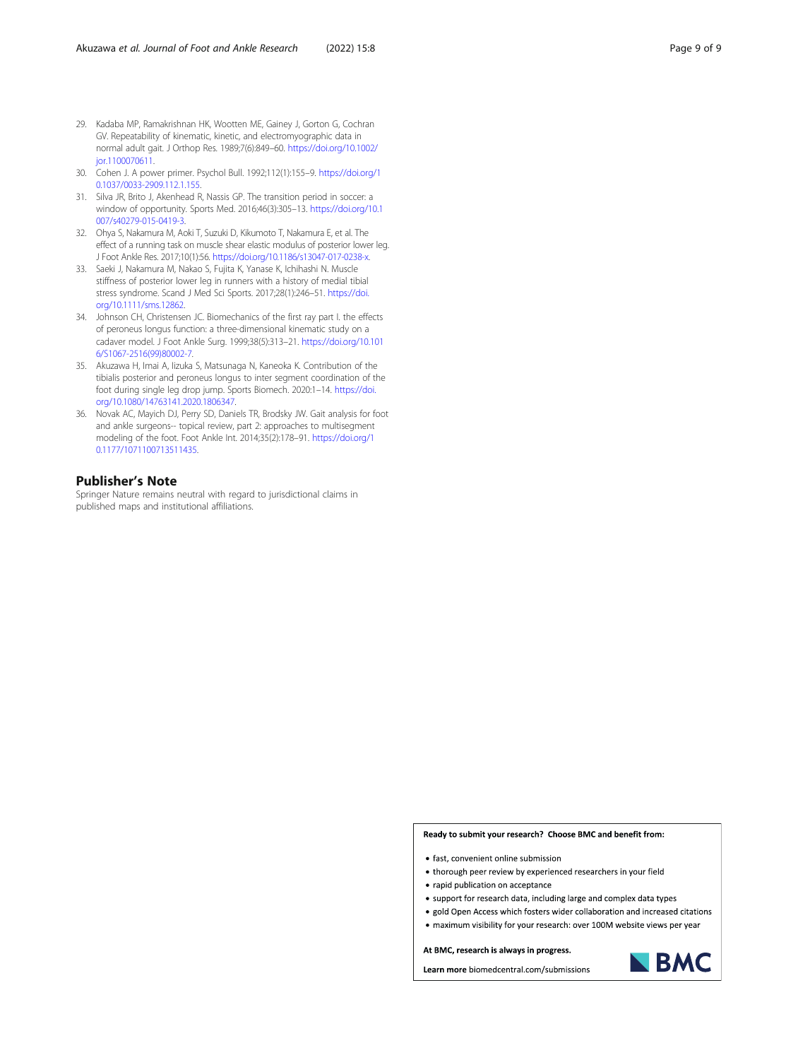29. Kadaba MP, Ramakrishnan HK, Wootten ME, Gainey J, Gorton G, Cochran GV. Repeatability of kinematic, kinetic, and electromyographic data in normal adult gait. J Orthop Res. 1989;7(6):849–60. https://doi.org/10.1002/jor.1100070611.
30. Cohen J. A power primer. Psychol Bull. 1992;112(1):155–9. https://doi.org/10.1037/0033-2909.112.1.155.
31. Silva JR, Brito J, Akenhead R, Nassis GP. The transition period in soccer: a window of opportunity. Sports Med. 2016;46(3):305–13. https://doi.org/10.1007/s40279-015-0419-3.
32. Ohya S, Nakamura M, Aoki T, Suzuki D, Kikumoto T, Nakamura E, et al. The effect of a running task on muscle shear elastic modulus of posterior lower leg. J Foot Ankle Res. 2017;10(1):56. https://doi.org/10.1186/s13047-017-0238-x.
33. Saeki J, Nakamura M, Nakao S, Fujita K, Yanase K, Ichihashi N. Muscle stiffness of posterior lower leg in runners with a history of medial tibial stress syndrome. Scand J Med Sci Sports. 2017;28(1):246–51. https://doi.org/10.1111/sms.12862.
34. Johnson CH, Christensen JC. Biomechanics of the first ray part I. the effects of peroneus longus function: a three-dimensional kinematic study on a cadaver model. J Foot Ankle Surg. 1999;38(5):313–21. https://doi.org/10.1016/S1067-2516(99)80002-7.
35. Akuzawa H, Imai A, Iizuka S, Matsunaga N, Kaneoka K. Contribution of the tibialis posterior and peroneus longus to inter segment coordination of the foot during single leg drop jump. Sports Biomech. 2020:1–14. https://doi.org/10.1080/14763141.2020.1806347.
36. Novak AC, Mayich DJ, Perry SD, Daniels TR, Brodsky JW. Gait analysis for foot and ankle surgeons-- topical review, part 2: approaches to multisegment modeling of the foot. Foot Ankle Int. 2014;35(2):178–91. https://doi.org/10.1177/1071100713511435.

## Publisher's Note

Springer Nature remains neutral with regard to jurisdictional claims in published maps and institutional affiliations.

**Ready to submit your research? Choose BMC and benefit from:**

- fast, convenient online submission
- thorough peer review by experienced researchers in your field
- rapid publication on acceptance
- support for research data, including large and complex data types
- gold Open Access which fosters wider collaboration and increased citations
- maximum visibility for your research: over 100M website views per year

**At BMC, research is always in progress.**

**Learn more** biomedcentral.com/submissions

BMC